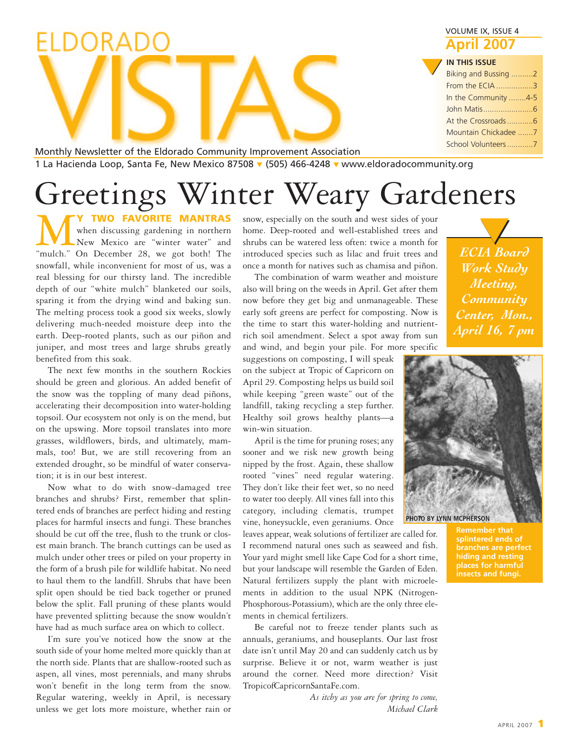# ELDORADO VISTAS

Monthly Newsletter of the Eldorado Community Improvement Association

1 La Hacienda Loop, Santa Fe, New Mexico 87508 ▾ (505) 466-4248 ▾ www.eldoradocommunity.org

VOLUME IX, ISSUE 4

**April 2007**

**IN THIS ISSUE**

- Biking and Bussing .......... 2
- From the ECIA ................. 3
- In the Community ........ 4-5
- John Matis ....................... 6
- At the Crossroads ............ 6
- Mountain Chickadee ....... 7
- School Volunteers ............ 7

# Greetings Winter Weary Gardeners

**MY TWO FAVORITE MANTRAS** when discussing gardening in northern New Mexico are "winter water" and "mulch." On December 28, we got both! The snowfall, while inconvenient for most of us, was a real blessing for our thirsty land. The incredible depth of our "white mulch" blanketed our soils, sparing it from the drying wind and baking sun. The melting process took a good six weeks, slowly delivering much-needed moisture deep into the earth. Deep-rooted plants, such as our piñon and juniper, and most trees and large shrubs greatly benefited from this soak.

The next few months in the southern Rockies should be green and glorious. An added benefit of the snow was the toppling of many dead piñons, accelerating their decomposition into water-holding topsoil. Our ecosystem not only is on the mend, but on the upswing. More topsoil translates into more grasses, wildflowers, birds, and ultimately, mammals, too! But, we are still recovering from an extended drought, so be mindful of water conservation; it is in our best interest.

Now what to do with snow-damaged tree branches and shrubs? First, remember that splintered ends of branches are perfect hiding and resting places for harmful insects and fungi. These branches should be cut off the tree, flush to the trunk or closest main branch. The branch cuttings can be used as mulch under other trees or piled on your property in the form of a brush pile for wildlife habitat. No need to haul them to the landfill. Shrubs that have been split open should be tied back together or pruned below the split. Fall pruning of these plants would have prevented splitting because the snow wouldn't have had as much surface area on which to collect.

I'm sure you've noticed how the snow at the south side of your home melted more quickly than at the north side. Plants that are shallow-rooted such as aspen, all vines, most perennials, and many shrubs won't benefit in the long term from the snow. Regular watering, weekly in April, is necessary unless we get lots more moisture, whether rain or snow, especially on the south and west sides of your home. Deep-rooted and well-established trees and shrubs can be watered less often: twice a month for introduced species such as lilac and fruit trees and once a month for natives such as chamisa and piñon.

The combination of warm weather and moisture also will bring on the weeds in April. Get after them now before they get big and unmanageable. These early soft greens are perfect for composting. Now is the time to start this water-holding and nutrient-rich soil amendment. Select a spot away from sun and wind, and begin your pile. For more specific suggestions on composting, I will speak on the subject at Tropic of Capricorn on April 29. Composting helps us build soil while keeping "green waste" out of the landfill, taking recycling a step further. Healthy soil grows healthy plants—a win-win situation.

April is the time for pruning roses; any sooner and we risk new growth being nipped by the frost. Again, these shallow rooted "vines" need regular watering. They don't like their feet wet, so no need to water too deeply. All vines fall into this category, including clematis, trumpet vine, honeysuckle, even geraniums. Once leaves appear, weak solutions of fertilizer are called for. I recommend natural ones such as seaweed and fish. Your yard might smell like Cape Cod for a short time, but your landscape will resemble the Garden of Eden. Natural fertilizers supply the plant with microelements in addition to the usual NPK (Nitrogen-Phosphorous-Potassium), which are the only three elements in chemical fertilizers.

Be careful not to freeze tender plants such as annuals, geraniums, and houseplants. Our last frost date isn't until May 20 and can suddenly catch us by surprise. Believe it or not, warm weather is just around the corner. Need more direction? Visit TropicofCapricornSantaFe.com.

*As itchy as you are for spring to come,*
*Michael Clark*

***ECIA Board Work Study Meeting, Community Center, Mon., April 16, 7 pm***

PHOTO BY LYNN MCPHERSON

**Remember that splintered ends of branches are perfect hiding and resting places for harmful insects and fungi.**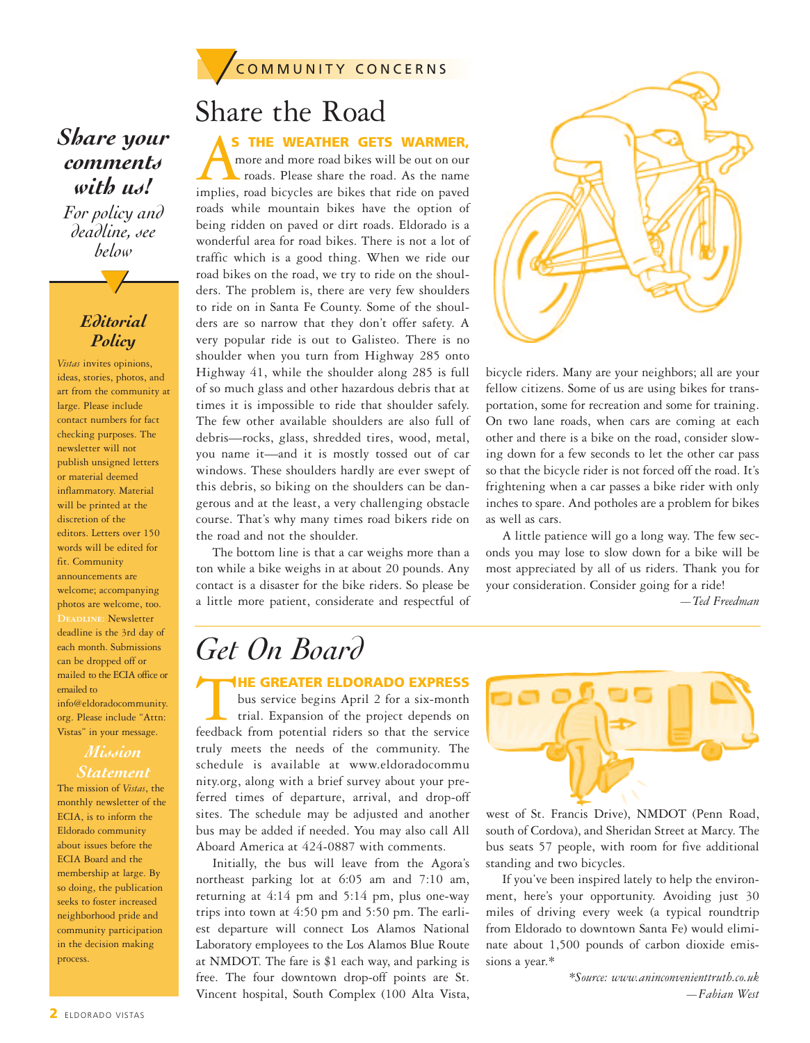COMMUNITY CONCERNS

# Share the Road

**AS THE WEATHER GETS WARMER,** more and more road bikes will be out on our roads. Please share the road. As the name implies, road bicycles are bikes that ride on paved roads while mountain bikes have the option of being ridden on paved or dirt roads. Eldorado is a wonderful area for road bikes. There is not a lot of traffic which is a good thing. When we ride our road bikes on the road, we try to ride on the shoulders. The problem is, there are very few shoulders to ride on in Santa Fe County. Some of the shoulders are so narrow that they don't offer safety. A very popular ride is out to Galisteo. There is no shoulder when you turn from Highway 285 onto Highway 41, while the shoulder along 285 is full of so much glass and other hazardous debris that at times it is impossible to ride that shoulder safely. The few other available shoulders are also full of debris—rocks, glass, shredded tires, wood, metal, you name it—and it is mostly tossed out of car windows. These shoulders hardly are ever swept of this debris, so biking on the shoulders can be dangerous and at the least, a very challenging obstacle course. That's why many times road bikers ride on the road and not the shoulder.

The bottom line is that a car weighs more than a ton while a bike weighs in at about 20 pounds. Any contact is a disaster for the bike riders. So please be a little more patient, considerate and respectful of bicycle riders. Many are your neighbors; all are your fellow citizens. Some of us are using bikes for transportation, some for recreation and some for training. On two lane roads, when cars are coming at each other and there is a bike on the road, consider slowing down for a few seconds to let the other car pass so that the bicycle rider is not forced off the road. It's frightening when a car passes a bike rider with only inches to spare. And potholes are a problem for bikes as well as cars.

A little patience will go a long way. The few seconds you may lose to slow down for a bike will be most appreciated by all of us riders. Thank you for your consideration. Consider going for a ride!

*—Ted Freedman*

# *Get On Board*

**THE GREATER ELDORADO EXPRESS** bus service begins April 2 for a six-month trial. Expansion of the project depends on feedback from potential riders so that the service truly meets the needs of the community. The schedule is available at www.eldoradocommunity.org, along with a brief survey about your preferred times of departure, arrival, and drop-off sites. The schedule may be adjusted and another bus may be added if needed. You may also call All Aboard America at 424-0887 with comments.

Initially, the bus will leave from the Agora's northeast parking lot at 6:05 am and 7:10 am, returning at 4:14 pm and 5:14 pm, plus one-way trips into town at 4:50 pm and 5:50 pm. The earliest departure will connect Los Alamos National Laboratory employees to the Los Alamos Blue Route at NMDOT. The fare is $1 each way, and parking is free. The four downtown drop-off points are St. Vincent hospital, South Complex (100 Alta Vista, west of St. Francis Drive), NMDOT (Penn Road, south of Cordova), and Sheridan Street at Marcy. The bus seats 57 people, with room for five additional standing and two bicycles.

If you've been inspired lately to help the environment, here's your opportunity. Avoiding just 30 miles of driving every week (a typical roundtrip from Eldorado to downtown Santa Fe) would eliminate about 1,500 pounds of carbon dioxide emissions a year.*

*\*Source: www.aninconvenienttruth.co.uk*

*—Fabian West*

## *Share your comments with us!*

*For policy and deadline, see below*

### *Editorial Policy*

*Vistas* invites opinions, ideas, stories, photos, and art from the community at large. Please include contact numbers for fact checking purposes. The newsletter will not publish unsigned letters or material deemed inflammatory. Material will be printed at the discretion of the editors. Letters over 150 words will be edited for fit. Community announcements are welcome; accompanying photos are welcome, too. DEADLINE: Newsletter deadline is the 3rd day of each month. Submissions can be dropped off or mailed to the ECIA office or emailed to info@eldoradocommunity.org. Please include "Attn: Vistas" in your message.

### *Mission Statement*

The mission of *Vistas*, the monthly newsletter of the ECIA, is to inform the Eldorado community about issues before the ECIA Board and the membership at large. By so doing, the publication seeks to foster increased neighborhood pride and community participation in the decision making process.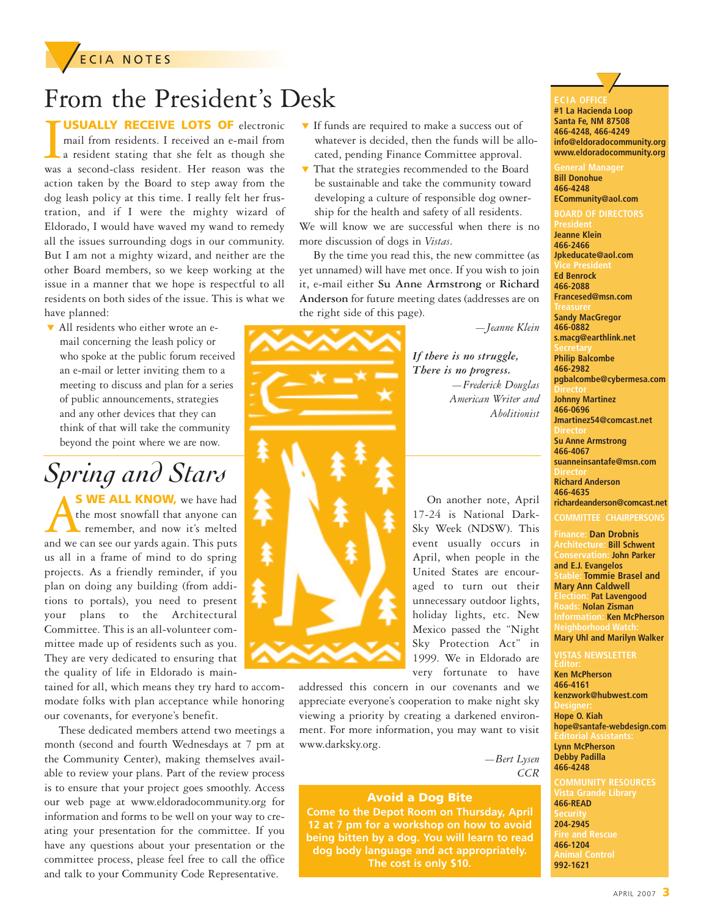ECIA NOTES

# From the President's Desk

**I USUALLY RECEIVE LOTS OF** electronic mail from residents. I received an e-mail from a resident stating that she felt as though she was a second-class resident. Her reason was the action taken by the Board to step away from the dog leash policy at this time. I really felt her frustration, and if I were the mighty wizard of Eldorado, I would have waved my wand to remedy all the issues surrounding dogs in our community. But I am not a mighty wizard, and neither are the other Board members, so we keep working at the issue in a manner that we hope is respectful to all residents on both sides of the issue. This is what we have planned:

- All residents who either wrote an e-mail concerning the leash policy or who spoke at the public forum received an e-mail or letter inviting them to a meeting to discuss and plan for a series of public announcements, strategies and any other devices that they can think of that will take the community beyond the point where we are now.
- If funds are required to make a success out of whatever is decided, then the funds will be allocated, pending Finance Committee approval.
- That the strategies recommended to the Board be sustainable and take the community toward developing a culture of responsible dog ownership for the health and safety of all residents.

We will know we are successful when there is no more discussion of dogs in *Vistas*.

By the time you read this, the new committee (as yet unnamed) will have met once. If you wish to join it, e-mail either **Su Anne Armstrong** or **Richard Anderson** for future meeting dates (addresses are on the right side of this page).

*—Jeanne Klein*

*If there is no struggle,*
*There is no progress.*
*—Frederick Douglas*
*American Writer and Abolitionist*

# *Spring and Stars*

**AS WE ALL KNOW,** we have had the most snowfall that anyone can remember, and now it's melted and we can see our yards again. This puts us all in a frame of mind to do spring projects. As a friendly reminder, if you plan on doing any building (from additions to portals), you need to present your plans to the Architectural Committee. This is an all-volunteer committee made up of residents such as you. They are very dedicated to ensuring that the quality of life in Eldorado is maintained for all, which means they try hard to accommodate folks with plan acceptance while honoring our covenants, for everyone's benefit.

These dedicated members attend two meetings a month (second and fourth Wednesdays at 7 pm at the Community Center), making themselves available to review your plans. Part of the review process is to ensure that your project goes smoothly. Access our web page at www.eldoradocommunity.org for information and forms to be well on your way to creating your presentation for the committee. If you have any questions about your presentation or the committee process, please feel free to call the office and talk to your Community Code Representative.

On another note, April 17-24 is National Dark-Sky Week (NDSW). This event usually occurs in April, when people in the United States are encouraged to turn out their unnecessary outdoor lights, holiday lights, etc. New Mexico passed the "Night Sky Protection Act" in 1999. We in Eldorado are very fortunate to have addressed this concern in our covenants and we appreciate everyone's cooperation to make night sky viewing a priority by creating a darkened environment. For more information, you may want to visit www.darksky.org.

*—Bert Lysen*
*CCR*

**Avoid a Dog Bite**

**Come to the Depot Room on Thursday, April 12 at 7 pm for a workshop on how to avoid being bitten by a dog. You will learn to read dog body language and act appropriately. The cost is only $10.**

---

**ECIA OFFICE**
**#1 La Hacienda Loop**
**Santa Fe, NM 87508**
**466-4248, 466-4249**
**info@eldoradocommunity.org**
**www.eldoradocommunity.org**

General Manager
**Bill Donohue**
**466-4248**
**ECommunity@aol.com**

**BOARD OF DIRECTORS**

President
**Jeanne Klein**
**466-2466**
**Jpkeducate@aol.com**

Vice President
**Ed Benrock**
**466-2088**
**Francesed@msn.com**

Treasurer
**Sandy MacGregor**
**466-0882**
**s.macg@earthlink.net**

Secretary
**Philip Balcombe**
**466-2982**
**pgbalcombe@cybermesa.com**

Director
**Johnny Martinez**
**466-0696**
**Jmartinez54@comcast.net**

Director
**Su Anne Armstrong**
**466-4067**
**suanneinsantafe@msn.com**

Director
**Richard Anderson**
**466-4635**
**richardeanderson@comcast.net**

**COMMITTEE CHAIRPERSONS**

Finance: **Dan Drobnis**
Architecture: **Bill Schwent**
Conservation: **John Parker and E.J. Evangelos**
Stable: **Tommie Brasel and Mary Ann Caldwell**
Election: **Pat Lavengood**
Roads: **Nolan Zisman**
Information: **Ken McPherson**
Neighborhood Watch: **Mary Uhl and Marilyn Walker**

**VISTAS NEWSLETTER**

Editor:
**Ken McPherson**
**466-4161**
**kenzwork@hubwest.com**

Designer:
**Hope O. Kiah**
**hope@santafe-webdesign.com**

Editorial Assistants:
**Lynn McPherson**
**Debby Padilla**
**466-4248**

**COMMUNITY RESOURCES**

Vista Grande Library
**466-READ**

Security
**204-2945**

Fire and Rescue
**466-1204**

Animal Control
**992-1621**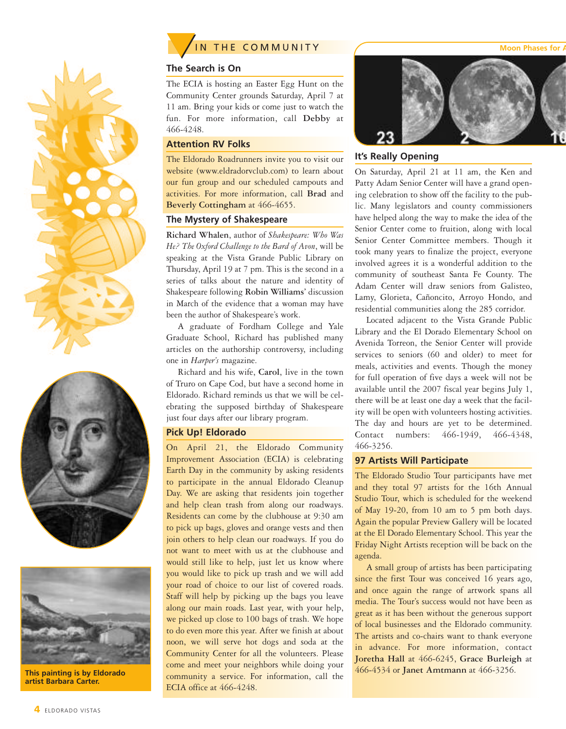# IN THE COMMUNITY

## The Search is On

The ECIA is hosting an Easter Egg Hunt on the Community Center grounds Saturday, April 7 at 11 am. Bring your kids or come just to watch the fun. For more information, call **Debby** at 466-4248.

## Attention RV Folks

The Eldorado Roadrunners invite you to visit our website (www.eldradorvclub.com) to learn about our fun group and our scheduled campouts and activities. For more information, call **Brad** and **Beverly Cottingham** at 466-4655.

## The Mystery of Shakespeare

**Richard Whalen**, author of *Shakespeare: Who Was He? The Oxford Challenge to the Bard of Avon*, will be speaking at the Vista Grande Public Library on Thursday, April 19 at 7 pm. This is the second in a series of talks about the nature and identity of Shakespeare following **Robin Williams**' discussion in March of the evidence that a woman may have been the author of Shakespeare's work.

A graduate of Fordham College and Yale Graduate School, Richard has published many articles on the authorship controversy, including one in *Harper's* magazine.

Richard and his wife, **Carol**, live in the town of Truro on Cape Cod, but have a second home in Eldorado. Richard reminds us that we will be celebrating the supposed birthday of Shakespeare just four days after our library program.

## Pick Up! Eldorado

On April 21, the Eldorado Community Improvement Association (ECIA) is celebrating Earth Day in the community by asking residents to participate in the annual Eldorado Cleanup Day. We are asking that residents join together and help clean trash from along our roadways. Residents can come by the clubhouse at 9:30 am to pick up bags, gloves and orange vests and then join others to help clean our roadways. If you do not want to meet with us at the clubhouse and would still like to help, just let us know where you would like to pick up trash and we will add your road of choice to our list of covered roads. Staff will help by picking up the bags you leave along our main roads. Last year, with your help, we picked up close to 100 bags of trash. We hope to do even more this year. After we finish at about noon, we will serve hot dogs and soda at the Community Center for all the volunteers. Please come and meet your neighbors while doing your community a service. For information, call the ECIA office at 466-4248.

This painting is by Eldorado artist Barbara Carter.

Moon Phases for A

23 2 10

## It's Really Opening

On Saturday, April 21 at 11 am, the Ken and Patty Adam Senior Center will have a grand opening celebration to show off the facility to the public. Many legislators and county commissioners have helped along the way to make the idea of the Senior Center come to fruition, along with local Senior Center Committee members. Though it took many years to finalize the project, everyone involved agrees it is a wonderful addition to the community of southeast Santa Fe County. The Adam Center will draw seniors from Galisteo, Lamy, Glorieta, Cañoncito, Arroyo Hondo, and residential communities along the 285 corridor.

Located adjacent to the Vista Grande Public Library and the El Dorado Elementary School on Avenida Torreon, the Senior Center will provide services to seniors (60 and older) to meet for meals, activities and events. Though the money for full operation of five days a week will not be available until the 2007 fiscal year begins July 1, there will be at least one day a week that the facility will be open with volunteers hosting activities. The day and hours are yet to be determined. Contact numbers: 466-1949, 466-4348, 466-3256.

## 97 Artists Will Participate

The Eldorado Studio Tour participants have met and they total 97 artists for the 16th Annual Studio Tour, which is scheduled for the weekend of May 19-20, from 10 am to 5 pm both days. Again the popular Preview Gallery will be located at the El Dorado Elementary School. This year the Friday Night Artists reception will be back on the agenda.

A small group of artists has been participating since the first Tour was conceived 16 years ago, and once again the range of artwork spans all media. The Tour's success would not have been as great as it has been without the generous support of local businesses and the Eldorado community. The artists and co-chairs want to thank everyone in advance. For more information, contact **Joretha Hall** at 466-6245, **Grace Burleigh** at 466-4534 or **Janet Amtmann** at 466-3256.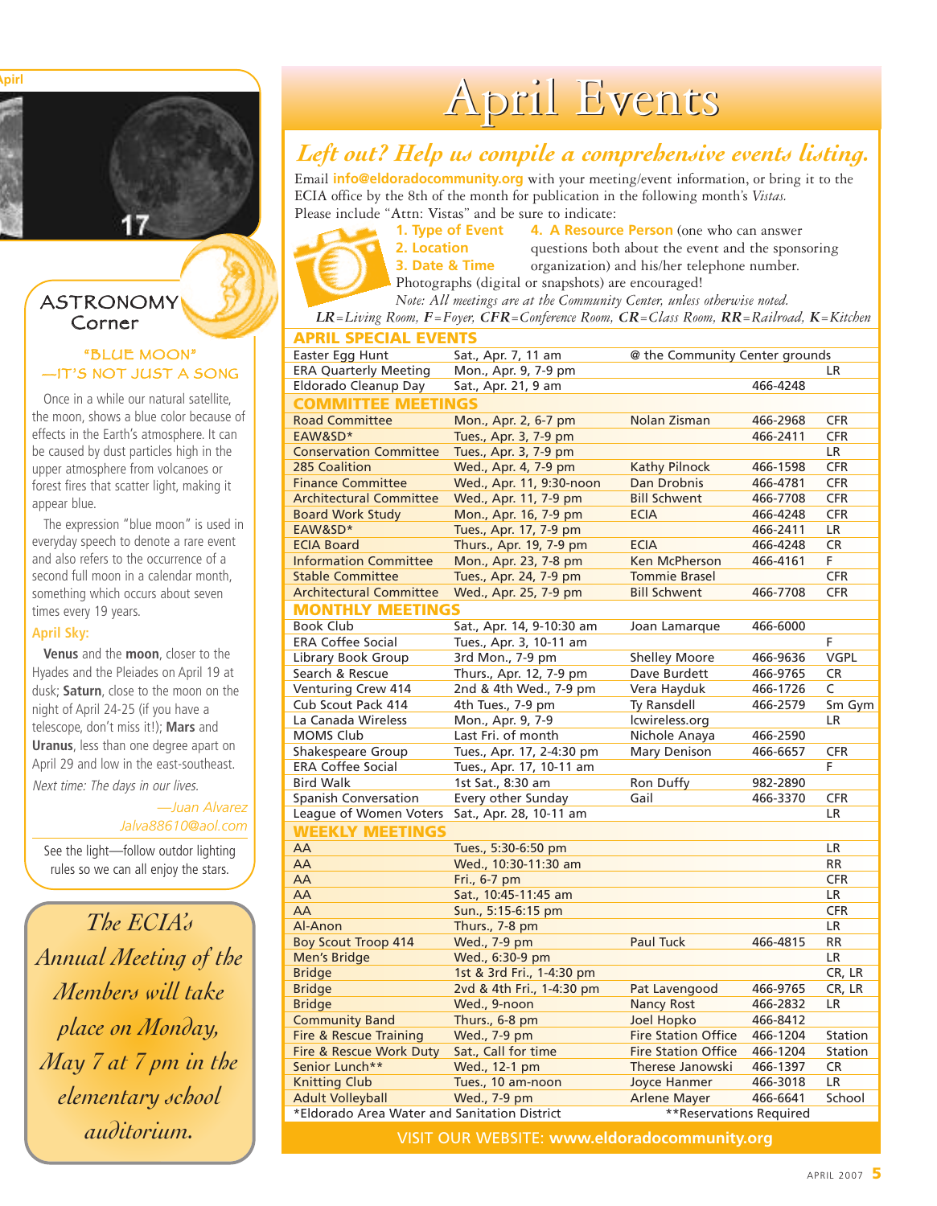Apirl

17

## ASTRONOMY Corner

### "BLUE MOON" —IT'S NOT JUST A SONG

Once in a while our natural satellite, the moon, shows a blue color because of effects in the Earth's atmosphere. It can be caused by dust particles high in the upper atmosphere from volcanoes or forest fires that scatter light, making it appear blue.

The expression "blue moon" is used in everyday speech to denote a rare event and also refers to the occurrence of a second full moon in a calendar month, something which occurs about seven times every 19 years.

**April Sky:**

**Venus** and the **moon**, closer to the Hyades and the Pleiades on April 19 at dusk; **Saturn**, close to the moon on the night of April 24-25 (if you have a telescope, don't miss it!); **Mars** and **Uranus**, less than one degree apart on April 29 and low in the east-southeast.

*Next time: The days in our lives.*

*—Juan Alvarez*
*Jalva88610@aol.com*

See the light—follow outdor lighting rules so we can all enjoy the stars.

*The ECIA's Annual Meeting of the Members will take place on Monday, May 7 at 7 pm in the elementary school auditorium.*

# April Events

## *Left out? Help us compile a comprehensive events listing.*

Email **info@eldoradocommunity.org** with your meeting/event information, or bring it to the ECIA office by the 8th of the month for publication in the following month's *Vistas.* Please include "Attn: Vistas" and be sure to indicate:

**1. Type of Event**
**2. Location**
**3. Date & Time**
**4. A Resource Person** (one who can answer questions both about the event and the sponsoring organization) and his/her telephone number.

Photographs (digital or snapshots) are encouraged!

*Note: All meetings are at the Community Center, unless otherwise noted.*

***LR****=Living Room,* ***F****=Foyer,* ***CFR****=Conference Room,* ***CR****=Class Room,* ***RR****=Railroad,* ***K****=Kitchen*

| Event | Date & Time | Contact | Phone | Location |
|---|---|---|---|---|
| **APRIL SPECIAL EVENTS** | | | | |
| Easter Egg Hunt | Sat., Apr. 7, 11 am | @ the Community Center grounds | | |
| ERA Quarterly Meeting | Mon., Apr. 9, 7-9 pm | | | LR |
| Eldorado Cleanup Day | Sat., Apr. 21, 9 am | | 466-4248 | |
| **COMMITTEE MEETINGS** | | | | |
| Road Committee | Mon., Apr. 2, 6-7 pm | Nolan Zisman | 466-2968 | CFR |
| EAW&SD* | Tues., Apr. 3, 7-9 pm | | 466-2411 | CFR |
| Conservation Committee | Tues., Apr. 3, 7-9 pm | | | LR |
| 285 Coalition | Wed., Apr. 4, 7-9 pm | Kathy Pilnock | 466-1598 | CFR |
| Finance Committee | Wed., Apr. 11, 9:30-noon | Dan Drobnis | 466-4781 | CFR |
| Architectural Committee | Wed., Apr. 11, 7-9 pm | Bill Schwent | 466-7708 | CFR |
| Board Work Study | Mon., Apr. 16, 7-9 pm | ECIA | 466-4248 | CFR |
| EAW&SD* | Tues., Apr. 17, 7-9 pm | | 466-2411 | LR |
| ECIA Board | Thurs., Apr. 19, 7-9 pm | ECIA | 466-4248 | CR |
| Information Committee | Mon., Apr. 23, 7-8 pm | Ken McPherson | 466-4161 | F |
| Stable Committee | Tues., Apr. 24, 7-9 pm | Tommie Brasel | | CFR |
| Architectural Committee | Wed., Apr. 25, 7-9 pm | Bill Schwent | 466-7708 | CFR |
| **MONTHLY MEETINGS** | | | | |
| Book Club | Sat., Apr. 14, 9-10:30 am | Joan Lamarque | 466-6000 | |
| ERA Coffee Social | Tues., Apr. 3, 10-11 am | | | F |
| Library Book Group | 3rd Mon., 7-9 pm | Shelley Moore | 466-9636 | VGPL |
| Search & Rescue | Thurs., Apr. 12, 7-9 pm | Dave Burdett | 466-9765 | CR |
| Venturing Crew 414 | 2nd & 4th Wed., 7-9 pm | Vera Hayduk | 466-1726 | C |
| Cub Scout Pack 414 | 4th Tues., 7-9 pm | Ty Ransdell | 466-2579 | Sm Gym |
| La Canada Wireless | Mon., Apr. 9, 7-9 | lcwireless.org | | LR |
| MOMS Club | Last Fri. of month | Nichole Anaya | 466-2590 | |
| Shakespeare Group | Tues., Apr. 17, 2-4:30 pm | Mary Denison | 466-6657 | CFR |
| ERA Coffee Social | Tues., Apr. 17, 10-11 am | | | F |
| Bird Walk | 1st Sat., 8:30 am | Ron Duffy | 982-2890 | |
| Spanish Conversation | Every other Sunday | Gail | 466-3370 | CFR |
| League of Women Voters | Sat., Apr. 28, 10-11 am | | | LR |
| **WEEKLY MEETINGS** | | | | |
| AA | Tues., 5:30-6:50 pm | | | LR |
| AA | Wed., 10:30-11:30 am | | | RR |
| AA | Fri., 6-7 pm | | | CFR |
| AA | Sat., 10:45-11:45 am | | | LR |
| AA | Sun., 5:15-6:15 pm | | | CFR |
| Al-Anon | Thurs., 7-8 pm | | | LR |
| Boy Scout Troop 414 | Wed., 7-9 pm | Paul Tuck | 466-4815 | RR |
| Men's Bridge | Wed., 6:30-9 pm | | | LR |
| Bridge | 1st & 3rd Fri., 1-4:30 pm | | | CR, LR |
| Bridge | 2vd & 4th Fri., 1-4:30 pm | Pat Lavengood | 466-9765 | CR, LR |
| Bridge | Wed., 9-noon | Nancy Rost | 466-2832 | LR |
| Community Band | Thurs., 6-8 pm | Joel Hopko | 466-8412 | |
| Fire & Rescue Training | Wed., 7-9 pm | Fire Station Office | 466-1204 | Station |
| Fire & Rescue Work Duty | Sat., Call for time | Fire Station Office | 466-1204 | Station |
| Senior Lunch** | Wed., 12-1 pm | Therese Janowski | 466-1397 | CR |
| Knitting Club | Tues., 10 am-noon | Joyce Hanmer | 466-3018 | LR |
| Adult Volleyball | Wed., 7-9 pm | Arlene Mayer | 466-6641 | School |

*Eldorado Area Water and Sanitation District **Reservations Required

VISIT OUR WEBSITE: **www.eldoradocommunity.org**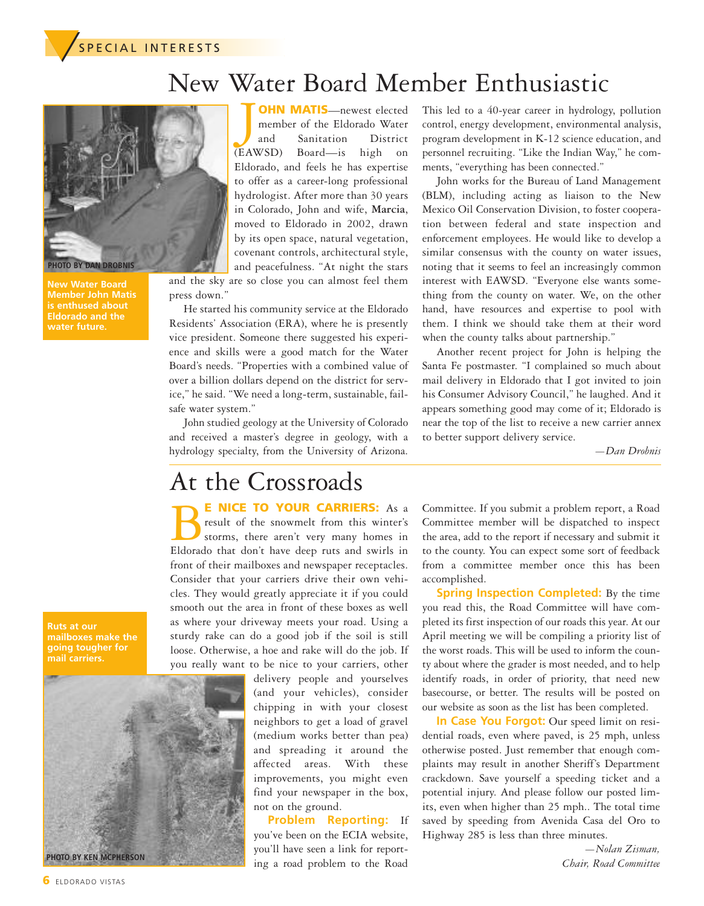SPECIAL INTERESTS

# New Water Board Member Enthusiastic

PHOTO BY DAN DROBNIS

**New Water Board Member John Matis is enthused about Eldorado and the water future.**

**JOHN MATIS**—newest elected member of the Eldorado Water and Sanitation District (EAWSD) Board—is high on Eldorado, and feels he has expertise to offer as a career-long professional hydrologist. After more than 30 years in Colorado, John and wife, **Marcia**, moved to Eldorado in 2002, drawn by its open space, natural vegetation, covenant controls, architectural style, and peacefulness. "At night the stars and the sky are so close you can almost feel them press down."

He started his community service at the Eldorado Residents' Association (ERA), where he is presently vice president. Someone there suggested his experience and skills were a good match for the Water Board's needs. "Properties with a combined value of over a billion dollars depend on the district for service," he said. "We need a long-term, sustainable, fail-safe water system."

John studied geology at the University of Colorado and received a master's degree in geology, with a hydrology specialty, from the University of Arizona. This led to a 40-year career in hydrology, pollution control, energy development, environmental analysis, program development in K-12 science education, and personnel recruiting. "Like the Indian Way," he comments, "everything has been connected."

John works for the Bureau of Land Management (BLM), including acting as liaison to the New Mexico Oil Conservation Division, to foster cooperation between federal and state inspection and enforcement employees. He would like to develop a similar consensus with the county on water issues, noting that it seems to feel an increasingly common interest with EAWSD. "Everyone else wants something from the county on water. We, on the other hand, have resources and expertise to pool with them. I think we should take them at their word when the county talks about partnership."

Another recent project for John is helping the Santa Fe postmaster. "I complained so much about mail delivery in Eldorado that I got invited to join his Consumer Advisory Council," he laughed. And it appears something good may come of it; Eldorado is near the top of the list to receive a new carrier annex to better support delivery service.

*—Dan Drobnis*

# At the Crossroads

**Ruts at our mailboxes make the going tougher for mail carriers.**

PHOTO BY KEN MCPHERSON

**BE NICE TO YOUR CARRIERS:** As a result of the snowmelt from this winter's storms, there aren't very many homes in Eldorado that don't have deep ruts and swirls in front of their mailboxes and newspaper receptacles. Consider that your carriers drive their own vehicles. They would greatly appreciate it if you could smooth out the area in front of these boxes as well as where your driveway meets your road. Using a sturdy rake can do a good job if the soil is still loose. Otherwise, a hoe and rake will do the job. If you really want to be nice to your carriers, other delivery people and yourselves (and your vehicles), consider chipping in with your closest neighbors to get a load of gravel (medium works better than pea) and spreading it around the affected areas. With these improvements, you might even find your newspaper in the box, not on the ground.

**Problem Reporting:** If you've been on the ECIA website, you'll have seen a link for reporting a road problem to the Road Committee. If you submit a problem report, a Road Committee member will be dispatched to inspect the area, add to the report if necessary and submit it to the county. You can expect some sort of feedback from a committee member once this has been accomplished.

**Spring Inspection Completed:** By the time you read this, the Road Committee will have completed its first inspection of our roads this year. At our April meeting we will be compiling a priority list of the worst roads. This will be used to inform the county about where the grader is most needed, and to help identify roads, in order of priority, that need new basecourse, or better. The results will be posted on our website as soon as the list has been completed.

**In Case You Forgot:** Our speed limit on residential roads, even where paved, is 25 mph, unless otherwise posted. Just remember that enough complaints may result in another Sheriff's Department crackdown. Save yourself a speeding ticket and a potential injury. And please follow our posted limits, even when higher than 25 mph.. The total time saved by speeding from Avenida Casa del Oro to Highway 285 is less than three minutes.

*—Nolan Zisman,*
*Chair, Road Committee*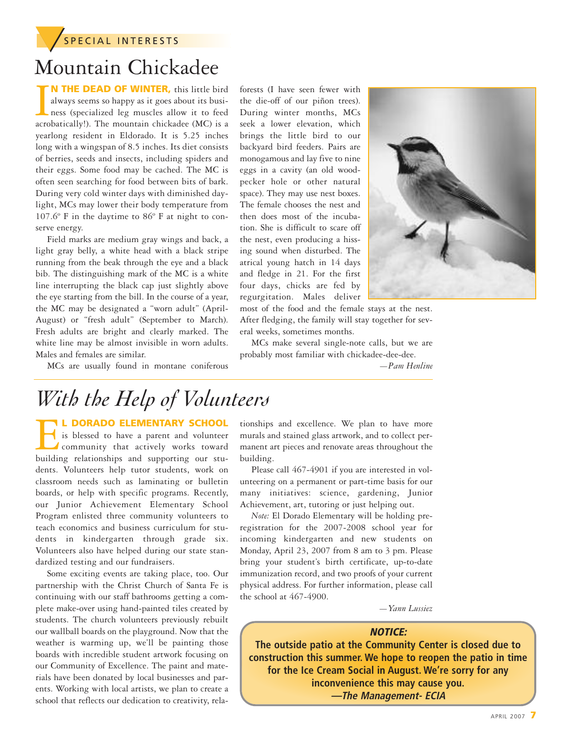SPECIAL INTERESTS

# Mountain Chickadee

**IN THE DEAD OF WINTER,** this little bird always seems so happy as it goes about its business (specialized leg muscles allow it to feed acrobatically!). The mountain chickadee (MC) is a yearlong resident in Eldorado. It is 5.25 inches long with a wingspan of 8.5 inches. Its diet consists of berries, seeds and insects, including spiders and their eggs. Some food may be cached. The MC is often seen searching for food between bits of bark. During very cold winter days with diminished daylight, MCs may lower their body temperature from 107.6º F in the daytime to 86º F at night to conserve energy.

Field marks are medium gray wings and back, a light gray belly, a white head with a black stripe running from the beak through the eye and a black bib. The distinguishing mark of the MC is a white line interrupting the black cap just slightly above the eye starting from the bill. In the course of a year, the MC may be designated a "worn adult" (April-August) or "fresh adult" (September to March). Fresh adults are bright and clearly marked. The white line may be almost invisible in worn adults. Males and females are similar.

MCs are usually found in montane coniferous forests (I have seen fewer with the die-off of our piñon trees). During winter months, MCs seek a lower elevation, which brings the little bird to our backyard bird feeders. Pairs are monogamous and lay five to nine eggs in a cavity (an old woodpecker hole or other natural space). They may use nest boxes. The female chooses the nest and then does most of the incubation. She is difficult to scare off the nest, even producing a hissing sound when disturbed. The atrical young hatch in 14 days and fledge in 21. For the first four days, chicks are fed by regurgitation. Males deliver most of the food and the female stays at the nest. After fledging, the family will stay together for several weeks, sometimes months.

MCs make several single-note calls, but we are probably most familiar with chickadee-dee-dee.

*—Pam Henline*

# *With the Help of Volunteers*

**EL DORADO ELEMENTARY SCHOOL** is blessed to have a parent and volunteer community that actively works toward building relationships and supporting our students. Volunteers help tutor students, work on classroom needs such as laminating or bulletin boards, or help with specific programs. Recently, our Junior Achievement Elementary School Program enlisted three community volunteers to teach economics and business curriculum for students in kindergarten through grade six. Volunteers also have helped during our state standardized testing and our fundraisers.

Some exciting events are taking place, too. Our partnership with the Christ Church of Santa Fe is continuing with our staff bathrooms getting a complete make-over using hand-painted tiles created by students. The church volunteers previously rebuilt our wallball boards on the playground. Now that the weather is warming up, we'll be painting those boards with incredible student artwork focusing on our Community of Excellence. The paint and materials have been donated by local businesses and parents. Working with local artists, we plan to create a school that reflects our dedication to creativity, relationships and excellence. We plan to have more murals and stained glass artwork, and to collect permanent art pieces and renovate areas throughout the building.

Please call 467-4901 if you are interested in volunteering on a permanent or part-time basis for our many initiatives: science, gardening, Junior Achievement, art, tutoring or just helping out.

*Note:* El Dorado Elementary will be holding preregistration for the 2007-2008 school year for incoming kindergarten and new students on Monday, April 23, 2007 from 8 am to 3 pm. Please bring your student's birth certificate, up-to-date immunization record, and two proofs of your current physical address. For further information, please call the school at 467-4900.

*—Yann Lussiez*

***NOTICE:***

**The outside patio at the Community Center is closed due to construction this summer. We hope to reopen the patio in time for the Ice Cream Social in August. We're sorry for any inconvenience this may cause you.**

***—The Management- ECIA***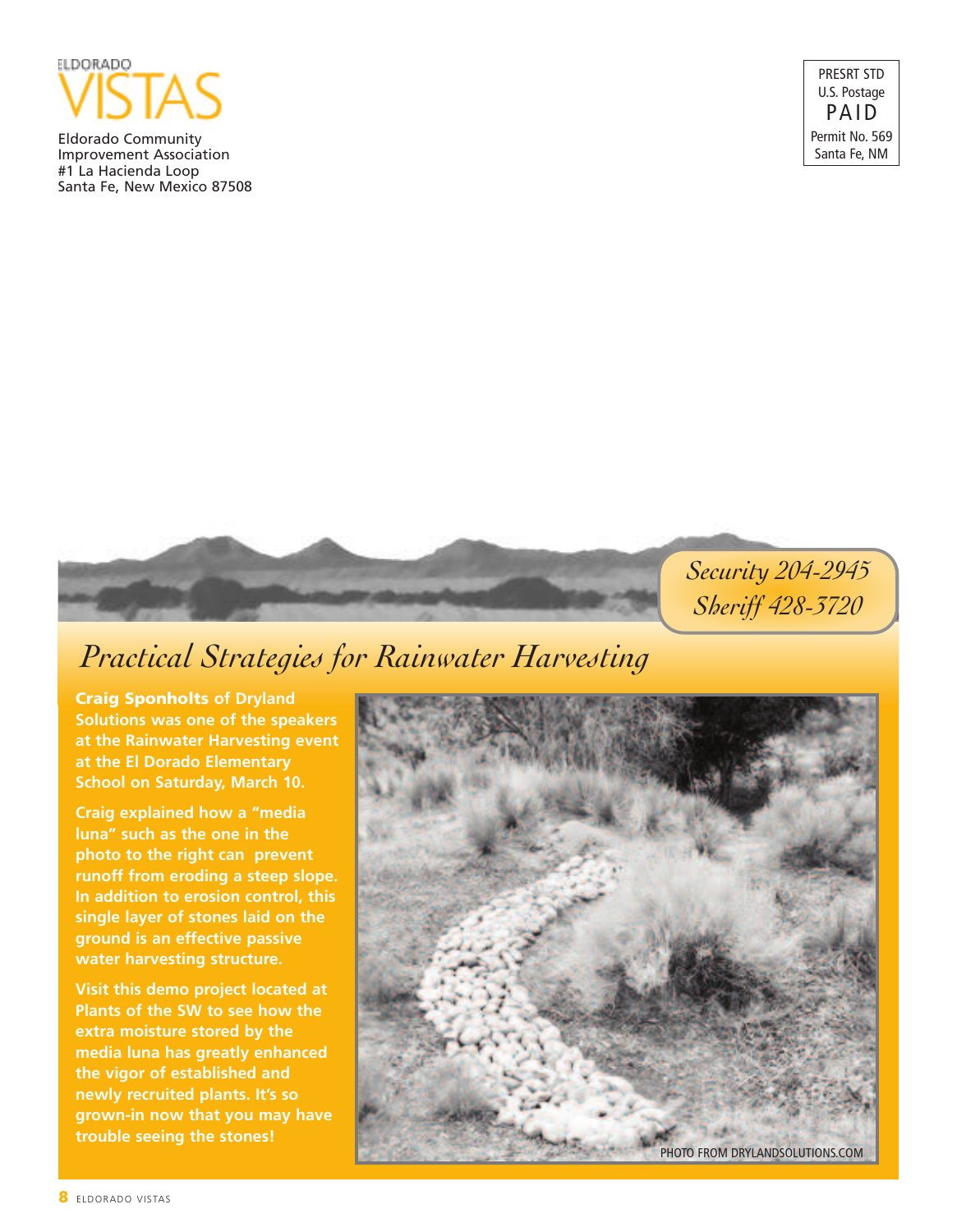ELDORADO VISTAS

Eldorado Community Improvement Association
#1 La Hacienda Loop
Santa Fe, New Mexico 87508

PRESRT STD
U.S. Postage
PAID
Permit No. 569
Santa Fe, NM

*Security 204-2945*
*Sheriff 428-3720*

# *Practical Strategies for Rainwater Harvesting*

**Craig Sponholts of Dryland Solutions was one of the speakers at the Rainwater Harvesting event at the El Dorado Elementary School on Saturday, March 10.**

**Craig explained how a "media luna" such as the one in the photo to the right can prevent runoff from eroding a steep slope. In addition to erosion control, this single layer of stones laid on the ground is an effective passive water harvesting structure.**

**Visit this demo project located at Plants of the SW to see how the extra moisture stored by the media luna has greatly enhanced the vigor of established and newly recruited plants. It's so grown-in now that you may have trouble seeing the stones!**

PHOTO FROM DRYLANDSOLUTIONS.COM